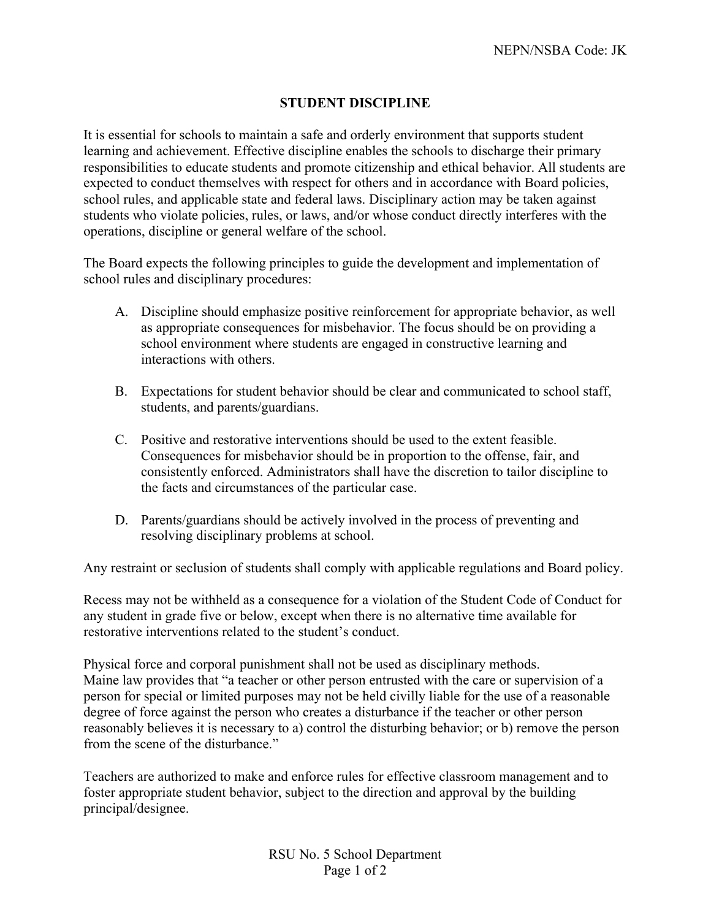NEPN/NSBA Code: JK

# STUDENT DISCIPLINE

It is essential for schools to maintain a safe and orderly environment that supports student learning and achievement. Effective discipline enables the schools to discharge their primary responsibilities to educate students and promote citizenship and ethical behavior. All students are expected to conduct themselves with respect for others and in accordance with Board policies, school rules, and applicable state and federal laws. Disciplinary action may be taken against students who violate policies, rules, or laws, and/or whose conduct directly interferes with the operations, discipline or general welfare of the school.

The Board expects the following principles to guide the development and implementation of school rules and disciplinary procedures:

A. Discipline should emphasize positive reinforcement for appropriate behavior, as well as appropriate consequences for misbehavior. The focus should be on providing a school environment where students are engaged in constructive learning and interactions with others.

B. Expectations for student behavior should be clear and communicated to school staff, students, and parents/guardians.

C. Positive and restorative interventions should be used to the extent feasible. Consequences for misbehavior should be in proportion to the offense, fair, and consistently enforced. Administrators shall have the discretion to tailor discipline to the facts and circumstances of the particular case.

D. Parents/guardians should be actively involved in the process of preventing and resolving disciplinary problems at school.

Any restraint or seclusion of students shall comply with applicable regulations and Board policy.

Recess may not be withheld as a consequence for a violation of the Student Code of Conduct for any student in grade five or below, except when there is no alternative time available for restorative interventions related to the student's conduct.

Physical force and corporal punishment shall not be used as disciplinary methods.
Maine law provides that "a teacher or other person entrusted with the care or supervision of a person for special or limited purposes may not be held civilly liable for the use of a reasonable degree of force against the person who creates a disturbance if the teacher or other person reasonably believes it is necessary to a) control the disturbing behavior; or b) remove the person from the scene of the disturbance."

Teachers are authorized to make and enforce rules for effective classroom management and to foster appropriate student behavior, subject to the direction and approval by the building principal/designee.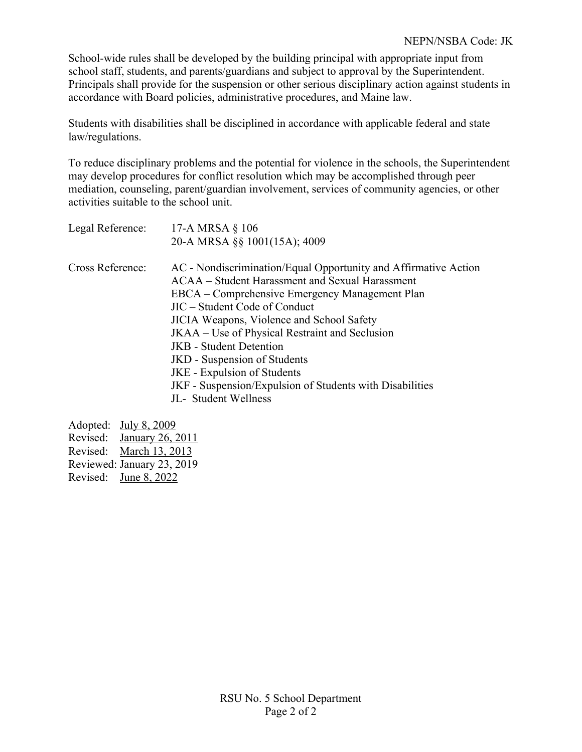School-wide rules shall be developed by the building principal with appropriate input from school staff, students, and parents/guardians and subject to approval by the Superintendent. Principals shall provide for the suspension or other serious disciplinary action against students in accordance with Board policies, administrative procedures, and Maine law.

Students with disabilities shall be disciplined in accordance with applicable federal and state law/regulations.

To reduce disciplinary problems and the potential for violence in the schools, the Superintendent may develop procedures for conflict resolution which may be accomplished through peer mediation, counseling, parent/guardian involvement, services of community agencies, or other activities suitable to the school unit.

Legal Reference: 17-A MRSA § 106
20-A MRSA §§ 1001(15A); 4009

Cross Reference: AC - Nondiscrimination/Equal Opportunity and Affirmative Action
ACAA – Student Harassment and Sexual Harassment
EBCA – Comprehensive Emergency Management Plan
JIC – Student Code of Conduct
JICIA Weapons, Violence and School Safety
JKAA – Use of Physical Restraint and Seclusion
JKB - Student Detention
JKD - Suspension of Students
JKE - Expulsion of Students
JKF - Suspension/Expulsion of Students with Disabilities
JL- Student Wellness

Adopted: July 8, 2009
Revised: January 26, 2011
Revised: March 13, 2013
Reviewed: January 23, 2019
Revised: June 8, 2022